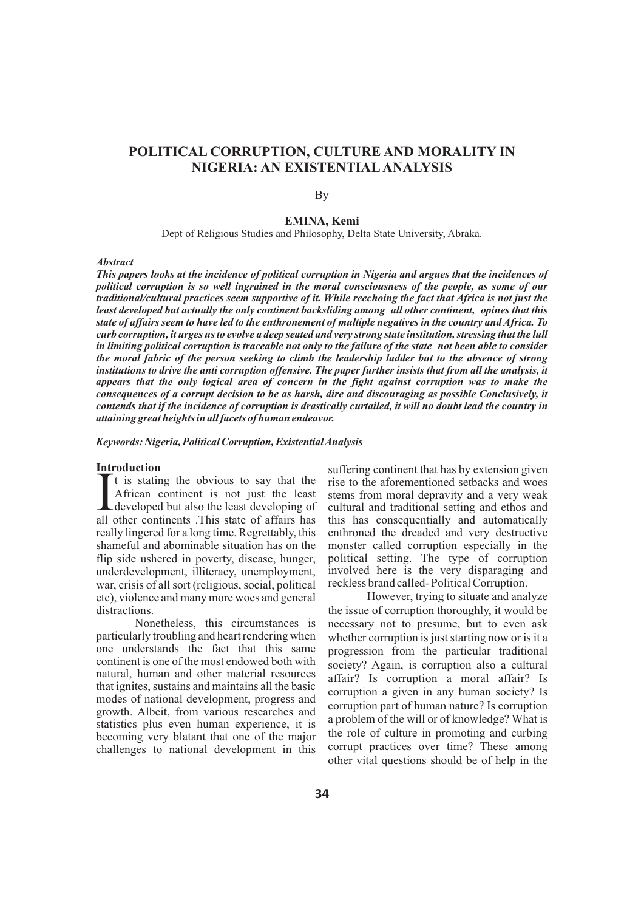# POLITICAL CORRUPTION, CULTURE AND MORALITY IN NIGERIA: AN EXISTENTIAL ANALYSIS

By

**EMINA, Kemi**

Dept of Religious Studies and Philosophy, Delta State University, Abraka.

***Abstract***

***This papers looks at the incidence of political corruption in Nigeria and argues that the incidences of political corruption is so well ingrained in the moral consciousness of the people, as some of our traditional/cultural practices seem supportive of it. While reechoing the fact that Africa is not just the least developed but actually the only continent backsliding among all other continent, opines that this state of affairs seem to have led to the enthronement of multiple negatives in the country and Africa. To curb corruption, it urges us to evolve a deep seated and very strong state institution, stressing that the lull in limiting political corruption is traceable not only to the failure of the state not been able to consider the moral fabric of the person seeking to climb the leadership ladder but to the absence of strong institutions to drive the anti corruption offensive. The paper further insists that from all the analysis, it appears that the only logical area of concern in the fight against corruption was to make the consequences of a corrupt decision to be as harsh, dire and discouraging as possible Conclusively, it contends that if the incidence of corruption is drastically curtailed, it will no doubt lead the country in attaining great heights in all facets of human endeavor.***

***Keywords: Nigeria, Political Corruption, Existential Analysis***

## Introduction

It is stating the obvious to say that the African continent is not just the least developed but also the least developing of all other continents .This state of affairs has really lingered for a long time. Regrettably, this shameful and abominable situation has on the flip side ushered in poverty, disease, hunger, underdevelopment, illiteracy, unemployment, war, crisis of all sort (religious, social, political etc), violence and many more woes and general distractions.

Nonetheless, this circumstances is particularly troubling and heart rendering when one understands the fact that this same continent is one of the most endowed both with natural, human and other material resources that ignites, sustains and maintains all the basic modes of national development, progress and growth. Albeit, from various researches and statistics plus even human experience, it is becoming very blatant that one of the major challenges to national development in this suffering continent that has by extension given rise to the aforementioned setbacks and woes stems from moral depravity and a very weak cultural and traditional setting and ethos and this has consequentially and automatically enthroned the dreaded and very destructive monster called corruption especially in the political setting. The type of corruption involved here is the very disparaging and reckless brand called- Political Corruption.

However, trying to situate and analyze the issue of corruption thoroughly, it would be necessary not to presume, but to even ask whether corruption is just starting now or is it a progression from the particular traditional society? Again, is corruption also a cultural affair? Is corruption a moral affair? Is corruption a given in any human society? Is corruption part of human nature? Is corruption a problem of the will or of knowledge? What is the role of culture in promoting and curbing corrupt practices over time? These among other vital questions should be of help in the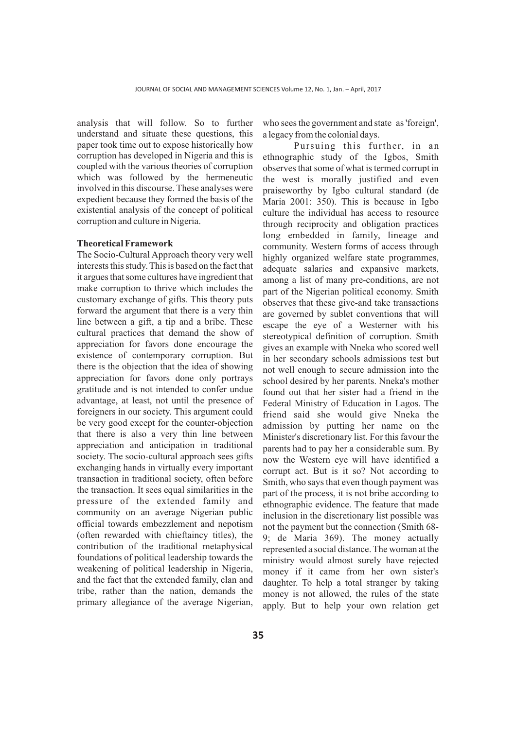analysis that will follow. So to further understand and situate these questions, this paper took time out to expose historically how corruption has developed in Nigeria and this is coupled with the various theories of corruption which was followed by the hermeneutic involved in this discourse. These analyses were expedient because they formed the basis of the existential analysis of the concept of political corruption and culture in Nigeria.

**Theoretical Framework**

The Socio-Cultural Approach theory very well interests this study. This is based on the fact that it argues that some cultures have ingredient that make corruption to thrive which includes the customary exchange of gifts. This theory puts forward the argument that there is a very thin line between a gift, a tip and a bribe. These cultural practices that demand the show of appreciation for favors done encourage the existence of contemporary corruption. But there is the objection that the idea of showing appreciation for favors done only portrays gratitude and is not intended to confer undue advantage, at least, not until the presence of foreigners in our society. This argument could be very good except for the counter-objection that there is also a very thin line between appreciation and anticipation in traditional society. The socio-cultural approach sees gifts exchanging hands in virtually every important transaction in traditional society, often before the transaction. It sees equal similarities in the pressure of the extended family and community on an average Nigerian public official towards embezzlement and nepotism (often rewarded with chieftaincy titles), the contribution of the traditional metaphysical foundations of political leadership towards the weakening of political leadership in Nigeria, and the fact that the extended family, clan and tribe, rather than the nation, demands the primary allegiance of the average Nigerian, who sees the government and state as 'foreign', a legacy from the colonial days.

Pursuing this further, in an ethnographic study of the Igbos, Smith observes that some of what is termed corrupt in the west is morally justified and even praiseworthy by Igbo cultural standard (de Maria 2001: 350). This is because in Igbo culture the individual has access to resource through reciprocity and obligation practices long embedded in family, lineage and community. Western forms of access through highly organized welfare state programmes, adequate salaries and expansive markets, among a list of many pre-conditions, are not part of the Nigerian political economy. Smith observes that these give-and take transactions are governed by sublet conventions that will escape the eye of a Westerner with his stereotypical definition of corruption. Smith gives an example with Nneka who scored well in her secondary schools admissions test but not well enough to secure admission into the school desired by her parents. Nneka's mother found out that her sister had a friend in the Federal Ministry of Education in Lagos. The friend said she would give Nneka the admission by putting her name on the Minister's discretionary list. For this favour the parents had to pay her a considerable sum. By now the Western eye will have identified a corrupt act. But is it so? Not according to Smith, who says that even though payment was part of the process, it is not bribe according to ethnographic evidence. The feature that made inclusion in the discretionary list possible was not the payment but the connection (Smith 68-9; de Maria 369). The money actually represented a social distance. The woman at the ministry would almost surely have rejected money if it came from her own sister's daughter. To help a total stranger by taking money is not allowed, the rules of the state apply. But to help your own relation get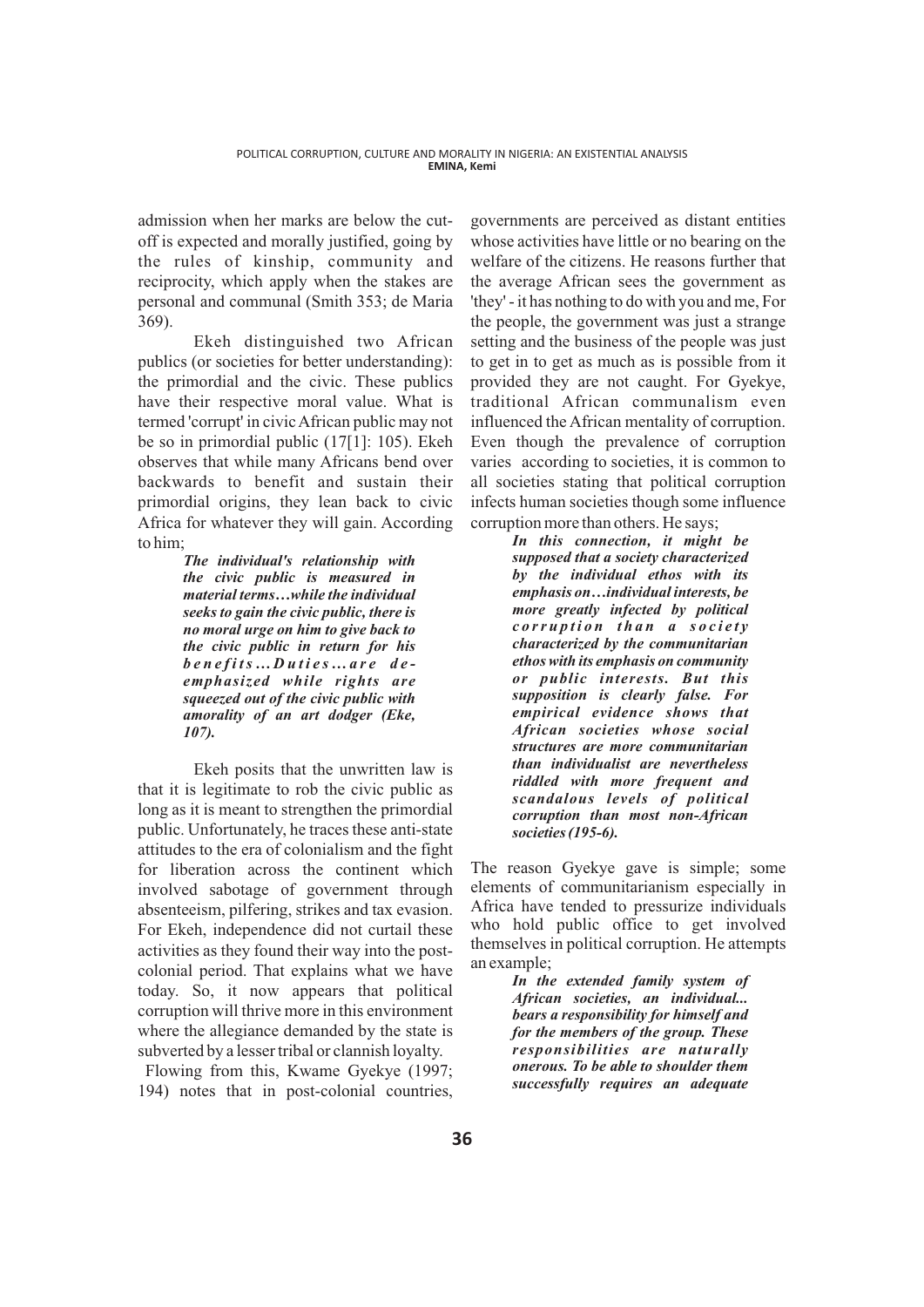admission when her marks are below the cut-off is expected and morally justified, going by the rules of kinship, community and reciprocity, which apply when the stakes are personal and communal (Smith 353; de Maria 369).

Ekeh distinguished two African publics (or societies for better understanding): the primordial and the civic. These publics have their respective moral value. What is termed 'corrupt' in civic African public may not be so in primordial public (17[1]: 105). Ekeh observes that while many Africans bend over backwards to benefit and sustain their primordial origins, they lean back to civic Africa for whatever they will gain. According to him;

> ***The individual's relationship with the civic public is measured in material terms…while the individual seeks to gain the civic public, there is no moral urge on him to give back to the civic public in return for his benefits…Duties…are de-emphasized while rights are squeezed out of the civic public with amorality of an art dodger (Eke, 107).***

Ekeh posits that the unwritten law is that it is legitimate to rob the civic public as long as it is meant to strengthen the primordial public. Unfortunately, he traces these anti-state attitudes to the era of colonialism and the fight for liberation across the continent which involved sabotage of government through absenteeism, pilfering, strikes and tax evasion. For Ekeh, independence did not curtail these activities as they found their way into the post-colonial period. That explains what we have today. So, it now appears that political corruption will thrive more in this environment where the allegiance demanded by the state is subverted by a lesser tribal or clannish loyalty.

Flowing from this, Kwame Gyekye (1997; 194) notes that in post-colonial countries, governments are perceived as distant entities whose activities have little or no bearing on the welfare of the citizens. He reasons further that the average African sees the government as 'they' - it has nothing to do with you and me, For the people, the government was just a strange setting and the business of the people was just to get in to get as much as is possible from it provided they are not caught. For Gyekye, traditional African communalism even influenced the African mentality of corruption. Even though the prevalence of corruption varies according to societies, it is common to all societies stating that political corruption infects human societies though some influence corruption more than others. He says;

> ***In this connection, it might be supposed that a society characterized by the individual ethos with its emphasis on…individual interests, be more greatly infected by political corruption than a society characterized by the communitarian ethos with its emphasis on community or public interests. But this supposition is clearly false. For empirical evidence shows that African societies whose social structures are more communitarian than individualist are nevertheless riddled with more frequent and scandalous levels of political corruption than most non-African societies (195-6).***

The reason Gyekye gave is simple; some elements of communitarianism especially in Africa have tended to pressurize individuals who hold public office to get involved themselves in political corruption. He attempts an example;

> ***In the extended family system of African societies, an individual... bears a responsibility for himself and for the members of the group. These responsibilities are naturally onerous. To be able to shoulder them successfully requires an adequate***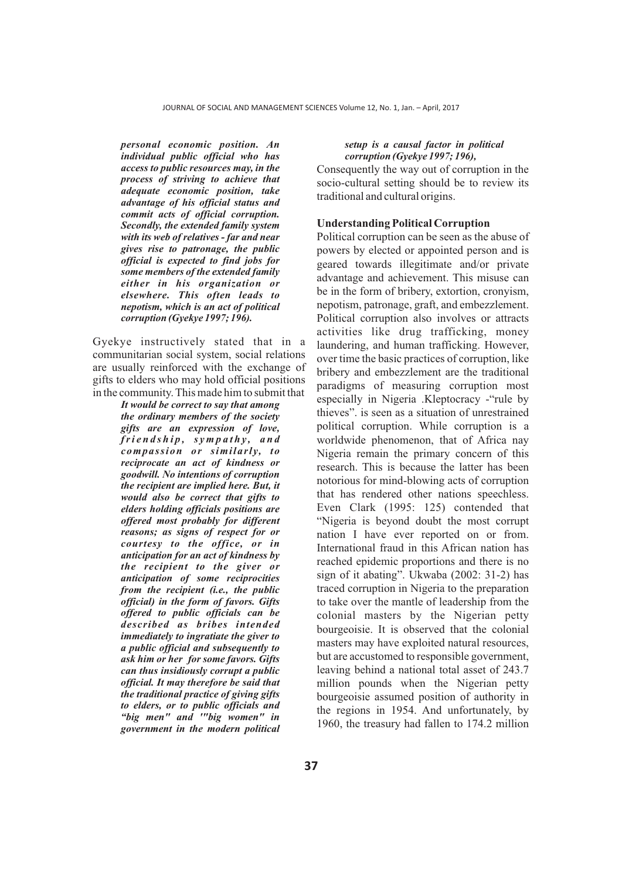> ***personal economic position. An individual public official who has access to public resources may, in the process of striving to achieve that adequate economic position, take advantage of his official status and commit acts of official corruption. Secondly, the extended family system with its web of relatives - far and near gives rise to patronage, the public official is expected to find jobs for some members of the extended family either in his organization or elsewhere. This often leads to nepotism, which is an act of political corruption (Gyekye 1997; 196).***

Gyekye instructively stated that in a communitarian social system, social relations are usually reinforced with the exchange of gifts to elders who may hold official positions in the community. This made him to submit that

> ***It would be correct to say that among the ordinary members of the society gifts are an expression of love, friendship, sympathy, and compassion or similarly, to reciprocate an act of kindness or goodwill. No intentions of corruption the recipient are implied here. But, it would also be correct that gifts to elders holding officials positions are offered most probably for different reasons; as signs of respect for or courtesy to the office, or in anticipation for an act of kindness by the recipient to the giver or anticipation of some reciprocities from the recipient (i.e., the public official) in the form of favors. Gifts offered to public officials can be described as bribes intended immediately to ingratiate the giver to a public official and subsequently to ask him or her for some favors. Gifts can thus insidiously corrupt a public official. It may therefore be said that the traditional practice of giving gifts to elders, or to public officials and "big men" and '"big women" in government in the modern political setup is a causal factor in political corruption (Gyekye 1997; 196),***

Consequently the way out of corruption in the socio-cultural setting should be to review its traditional and cultural origins.

**Understanding Political Corruption**

Political corruption can be seen as the abuse of powers by elected or appointed person and is geared towards illegitimate and/or private advantage and achievement. This misuse can be in the form of bribery, extortion, cronyism, nepotism, patronage, graft, and embezzlement. Political corruption also involves or attracts activities like drug trafficking, money laundering, and human trafficking. However, over time the basic practices of corruption, like bribery and embezzlement are the traditional paradigms of measuring corruption most especially in Nigeria .Kleptocracy -"rule by thieves". is seen as a situation of unrestrained political corruption. While corruption is a worldwide phenomenon, that of Africa nay Nigeria remain the primary concern of this research. This is because the latter has been notorious for mind-blowing acts of corruption that has rendered other nations speechless. Even Clark (1995: 125) contended that "Nigeria is beyond doubt the most corrupt nation I have ever reported on or from. International fraud in this African nation has reached epidemic proportions and there is no sign of it abating". Ukwaba (2002: 31-2) has traced corruption in Nigeria to the preparation to take over the mantle of leadership from the colonial masters by the Nigerian petty bourgeoisie. It is observed that the colonial masters may have exploited natural resources, but are accustomed to responsible government, leaving behind a national total asset of 243.7 million pounds when the Nigerian petty bourgeoisie assumed position of authority in the regions in 1954. And unfortunately, by 1960, the treasury had fallen to 174.2 million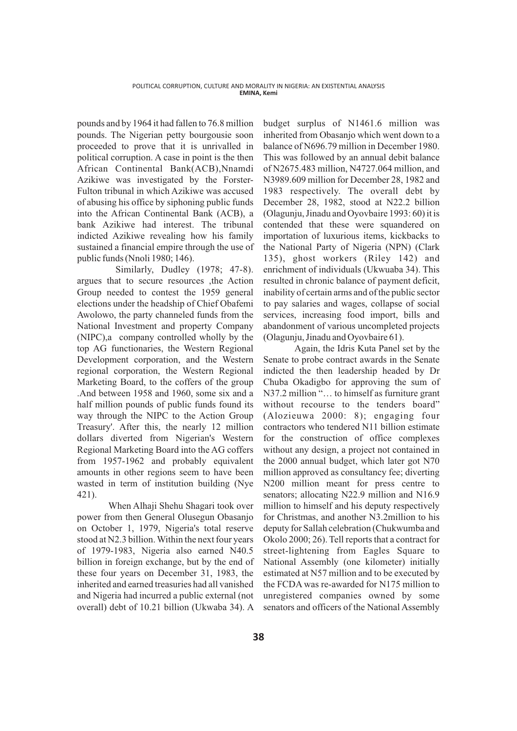pounds and by 1964 it had fallen to 76.8 million pounds. The Nigerian petty bourgousie soon proceeded to prove that it is unrivalled in political corruption. A case in point is the then African Continental Bank(ACB),Nnamdi Azikiwe was investigated by the Forster-Fulton tribunal in which Azikiwe was accused of abusing his office by siphoning public funds into the African Continental Bank (ACB), a bank Azikiwe had interest. The tribunal indicted Azikiwe revealing how his family sustained a financial empire through the use of public funds (Nnoli 1980; 146).

Similarly, Dudley (1978; 47-8). argues that to secure resources ,the Action Group needed to contest the 1959 general elections under the headship of Chief Obafemi Awolowo, the party channeled funds from the National Investment and property Company (NIPC),a company controlled wholly by the top AG functionaries, the Western Regional Development corporation, and the Western regional corporation, the Western Regional Marketing Board, to the coffers of the group .And between 1958 and 1960, some six and a half million pounds of public funds found its way through the NIPC to the Action Group Treasury'. After this, the nearly 12 million dollars diverted from Nigerian's Western Regional Marketing Board into the AG coffers from 1957-1962 and probably equivalent amounts in other regions seem to have been wasted in term of institution building (Nye 421).

When Alhaji Shehu Shagari took over power from then General Olusegun Obasanjo on October 1, 1979, Nigeria's total reserve stood at N2.3 billion. Within the next four years of 1979-1983, Nigeria also earned N40.5 billion in foreign exchange, but by the end of these four years on December 31, 1983, the inherited and earned treasuries had all vanished and Nigeria had incurred a public external (not overall) debt of 10.21 billion (Ukwaba 34). A budget surplus of N1461.6 million was inherited from Obasanjo which went down to a balance of N696.79 million in December 1980. This was followed by an annual debit balance of N2675.483 million, N4727.064 million, and N3989.609 million for December 28, 1982 and 1983 respectively. The overall debt by December 28, 1982, stood at N22.2 billion (Olagunju, Jinadu and Oyovbaire 1993: 60) it is contended that these were squandered on importation of luxurious items, kickbacks to the National Party of Nigeria (NPN) (Clark 135), ghost workers (Riley 142) and enrichment of individuals (Ukwuaba 34). This resulted in chronic balance of payment deficit, inability of certain arms and of the public sector to pay salaries and wages, collapse of social services, increasing food import, bills and abandonment of various uncompleted projects (Olagunju, Jinadu and Oyovbaire 61).

Again, the Idris Kuta Panel set by the Senate to probe contract awards in the Senate indicted the then leadership headed by Dr Chuba Okadigbo for approving the sum of N37.2 million "… to himself as furniture grant without recourse to the tenders board" (Alozieuwa 2000: 8); engaging four contractors who tendered N11 billion estimate for the construction of office complexes without any design, a project not contained in the 2000 annual budget, which later got N70 million approved as consultancy fee; diverting N200 million meant for press centre to senators; allocating N22.9 million and N16.9 million to himself and his deputy respectively for Christmas, and another N3.2million to his deputy for Sallah celebration (Chukwumba and Okolo 2000; 26). Tell reports that a contract for street-lightening from Eagles Square to National Assembly (one kilometer) initially estimated at N57 million and to be executed by the FCDA was re-awarded for N175 million to unregistered companies owned by some senators and officers of the National Assembly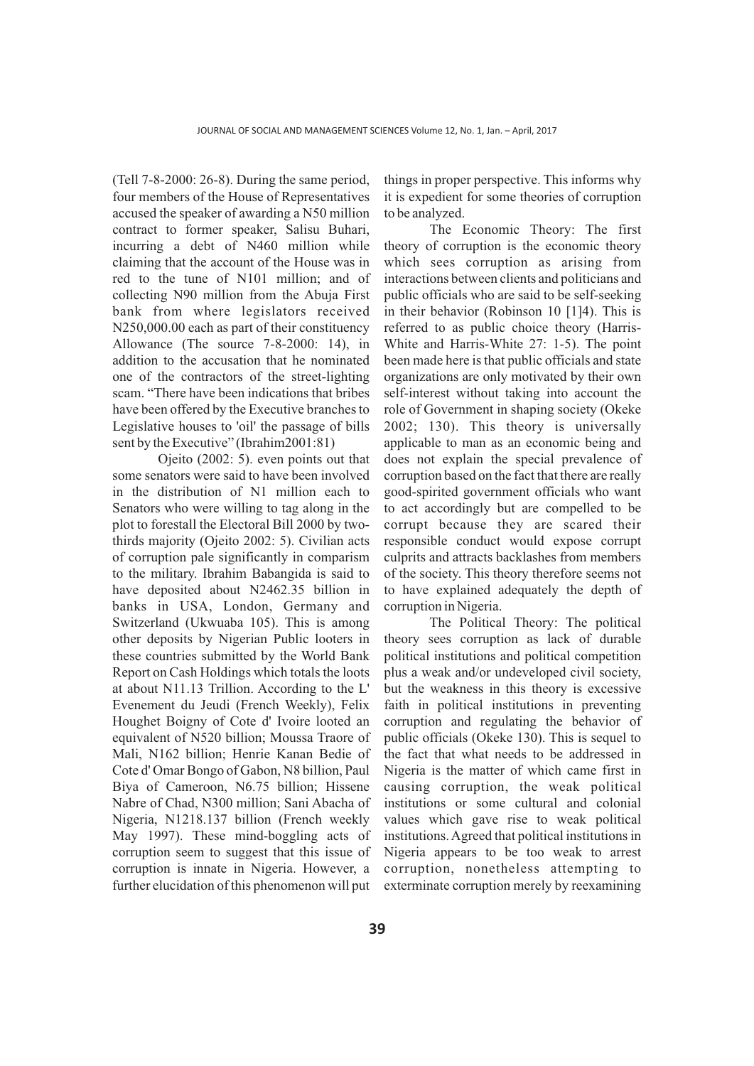(Tell 7-8-2000: 26-8). During the same period, four members of the House of Representatives accused the speaker of awarding a N50 million contract to former speaker, Salisu Buhari, incurring a debt of N460 million while claiming that the account of the House was in red to the tune of N101 million; and of collecting N90 million from the Abuja First bank from where legislators received N250,000.00 each as part of their constituency Allowance (The source 7-8-2000: 14), in addition to the accusation that he nominated one of the contractors of the street-lighting scam. "There have been indications that bribes have been offered by the Executive branches to Legislative houses to 'oil' the passage of bills sent by the Executive" (Ibrahim2001:81)

Ojeito (2002: 5). even points out that some senators were said to have been involved in the distribution of N1 million each to Senators who were willing to tag along in the plot to forestall the Electoral Bill 2000 by two-thirds majority (Ojeito 2002: 5). Civilian acts of corruption pale significantly in comparism to the military. Ibrahim Babangida is said to have deposited about N2462.35 billion in banks in USA, London, Germany and Switzerland (Ukwuaba 105). This is among other deposits by Nigerian Public looters in these countries submitted by the World Bank Report on Cash Holdings which totals the loots at about N11.13 Trillion. According to the L' Evenement du Jeudi (French Weekly), Felix Houghet Boigny of Cote d' Ivoire looted an equivalent of N520 billion; Moussa Traore of Mali, N162 billion; Henrie Kanan Bedie of Cote d' Omar Bongo of Gabon, N8 billion, Paul Biya of Cameroon, N6.75 billion; Hissene Nabre of Chad, N300 million; Sani Abacha of Nigeria, N1218.137 billion (French weekly May 1997). These mind-boggling acts of corruption seem to suggest that this issue of corruption is innate in Nigeria. However, a further elucidation of this phenomenon will put things in proper perspective. This informs why it is expedient for some theories of corruption to be analyzed.

The Economic Theory: The first theory of corruption is the economic theory which sees corruption as arising from interactions between clients and politicians and public officials who are said to be self-seeking in their behavior (Robinson 10 [1]4). This is referred to as public choice theory (Harris-White and Harris-White 27: 1-5). The point been made here is that public officials and state organizations are only motivated by their own self-interest without taking into account the role of Government in shaping society (Okeke 2002; 130). This theory is universally applicable to man as an economic being and does not explain the special prevalence of corruption based on the fact that there are really good-spirited government officials who want to act accordingly but are compelled to be corrupt because they are scared their responsible conduct would expose corrupt culprits and attracts backlashes from members of the society. This theory therefore seems not to have explained adequately the depth of corruption in Nigeria.

The Political Theory: The political theory sees corruption as lack of durable political institutions and political competition plus a weak and/or undeveloped civil society, but the weakness in this theory is excessive faith in political institutions in preventing corruption and regulating the behavior of public officials (Okeke 130). This is sequel to the fact that what needs to be addressed in Nigeria is the matter of which came first in causing corruption, the weak political institutions or some cultural and colonial values which gave rise to weak political institutions. Agreed that political institutions in Nigeria appears to be too weak to arrest corruption, nonetheless attempting to exterminate corruption merely by reexamining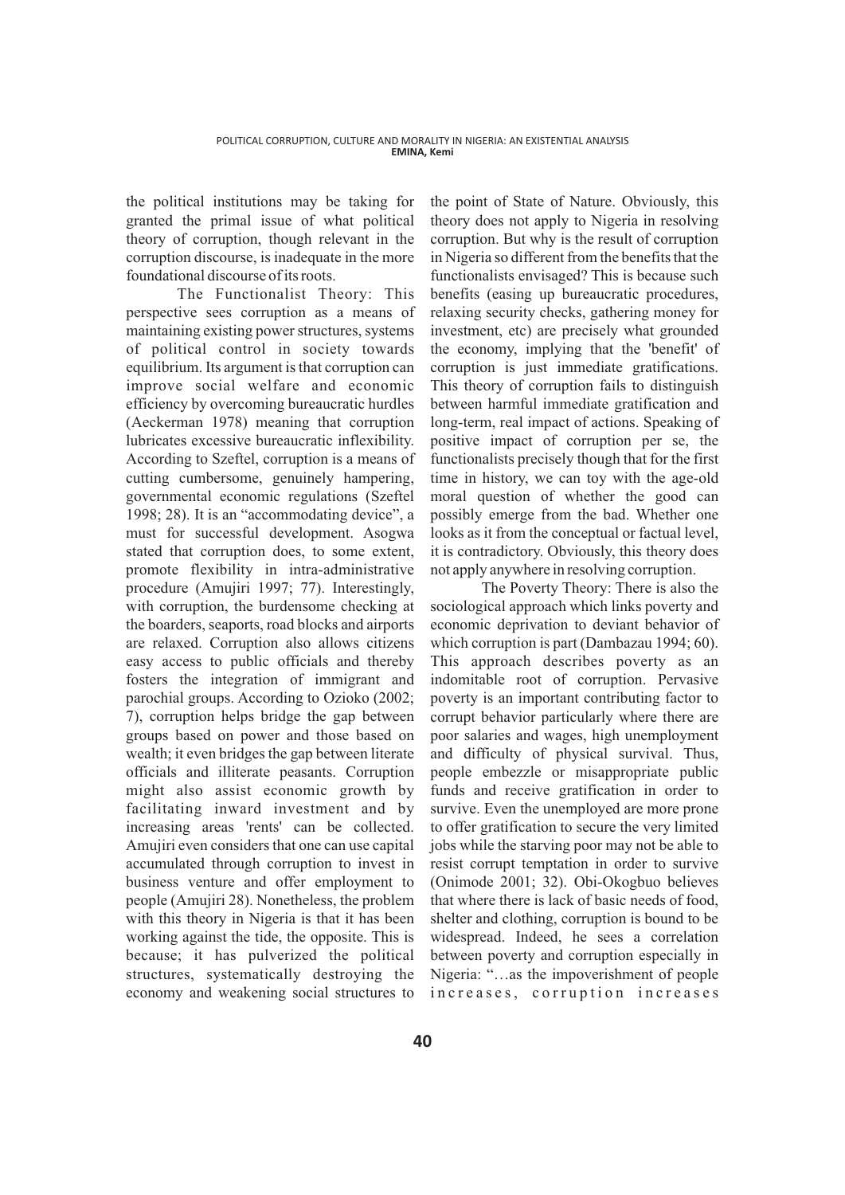the political institutions may be taking for granted the primal issue of what political theory of corruption, though relevant in the corruption discourse, is inadequate in the more foundational discourse of its roots.

The Functionalist Theory: This perspective sees corruption as a means of maintaining existing power structures, systems of political control in society towards equilibrium. Its argument is that corruption can improve social welfare and economic efficiency by overcoming bureaucratic hurdles (Aeckerman 1978) meaning that corruption lubricates excessive bureaucratic inflexibility. According to Szeftel, corruption is a means of cutting cumbersome, genuinely hampering, governmental economic regulations (Szeftel 1998; 28). It is an "accommodating device", a must for successful development. Asogwa stated that corruption does, to some extent, promote flexibility in intra-administrative procedure (Amujiri 1997; 77). Interestingly, with corruption, the burdensome checking at the boarders, seaports, road blocks and airports are relaxed. Corruption also allows citizens easy access to public officials and thereby fosters the integration of immigrant and parochial groups. According to Ozioko (2002; 7), corruption helps bridge the gap between groups based on power and those based on wealth; it even bridges the gap between literate officials and illiterate peasants. Corruption might also assist economic growth by facilitating inward investment and by increasing areas 'rents' can be collected. Amujiri even considers that one can use capital accumulated through corruption to invest in business venture and offer employment to people (Amujiri 28). Nonetheless, the problem with this theory in Nigeria is that it has been working against the tide, the opposite. This is because; it has pulverized the political structures, systematically destroying the economy and weakening social structures to the point of State of Nature. Obviously, this theory does not apply to Nigeria in resolving corruption. But why is the result of corruption in Nigeria so different from the benefits that the functionalists envisaged? This is because such benefits (easing up bureaucratic procedures, relaxing security checks, gathering money for investment, etc) are precisely what grounded the economy, implying that the 'benefit' of corruption is just immediate gratifications. This theory of corruption fails to distinguish between harmful immediate gratification and long-term, real impact of actions. Speaking of positive impact of corruption per se, the functionalists precisely though that for the first time in history, we can toy with the age-old moral question of whether the good can possibly emerge from the bad. Whether one looks as it from the conceptual or factual level, it is contradictory. Obviously, this theory does not apply anywhere in resolving corruption.

The Poverty Theory: There is also the sociological approach which links poverty and economic deprivation to deviant behavior of which corruption is part (Dambazau 1994; 60). This approach describes poverty as an indomitable root of corruption. Pervasive poverty is an important contributing factor to corrupt behavior particularly where there are poor salaries and wages, high unemployment and difficulty of physical survival. Thus, people embezzle or misappropriate public funds and receive gratification in order to survive. Even the unemployed are more prone to offer gratification to secure the very limited jobs while the starving poor may not be able to resist corrupt temptation in order to survive (Onimode 2001; 32). Obi-Okogbuo believes that where there is lack of basic needs of food, shelter and clothing, corruption is bound to be widespread. Indeed, he sees a correlation between poverty and corruption especially in Nigeria: "…as the impoverishment of people increases, corruption increases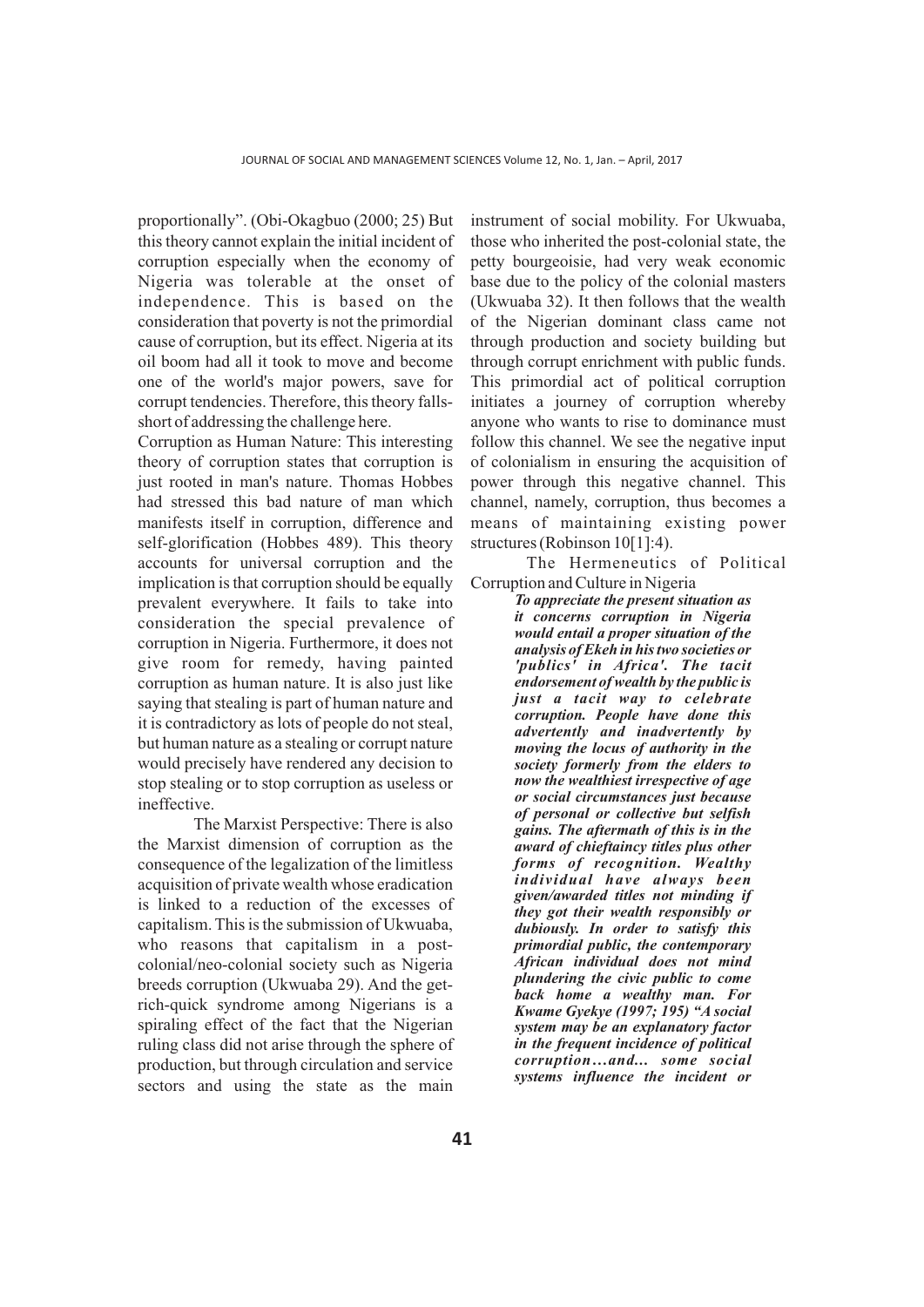proportionally". (Obi-Okagbuo (2000; 25) But this theory cannot explain the initial incident of corruption especially when the economy of Nigeria was tolerable at the onset of independence. This is based on the consideration that poverty is not the primordial cause of corruption, but its effect. Nigeria at its oil boom had all it took to move and become one of the world's major powers, save for corrupt tendencies. Therefore, this theory falls-short of addressing the challenge here.

Corruption as Human Nature: This interesting theory of corruption states that corruption is just rooted in man's nature. Thomas Hobbes had stressed this bad nature of man which manifests itself in corruption, difference and self-glorification (Hobbes 489). This theory accounts for universal corruption and the implication is that corruption should be equally prevalent everywhere. It fails to take into consideration the special prevalence of corruption in Nigeria. Furthermore, it does not give room for remedy, having painted corruption as human nature. It is also just like saying that stealing is part of human nature and it is contradictory as lots of people do not steal, but human nature as a stealing or corrupt nature would precisely have rendered any decision to stop stealing or to stop corruption as useless or ineffective.

The Marxist Perspective: There is also the Marxist dimension of corruption as the consequence of the legalization of the limitless acquisition of private wealth whose eradication is linked to a reduction of the excesses of capitalism. This is the submission of Ukwuaba, who reasons that capitalism in a post-colonial/neo-colonial society such as Nigeria breeds corruption (Ukwuaba 29). And the get-rich-quick syndrome among Nigerians is a spiraling effect of the fact that the Nigerian ruling class did not arise through the sphere of production, but through circulation and service sectors and using the state as the main instrument of social mobility. For Ukwuaba, those who inherited the post-colonial state, the petty bourgeoisie, had very weak economic base due to the policy of the colonial masters (Ukwuaba 32). It then follows that the wealth of the Nigerian dominant class came not through production and society building but through corrupt enrichment with public funds. This primordial act of political corruption initiates a journey of corruption whereby anyone who wants to rise to dominance must follow this channel. We see the negative input of colonialism in ensuring the acquisition of power through this negative channel. This channel, namely, corruption, thus becomes a means of maintaining existing power structures (Robinson 10[1]:4).

## The Hermeneutics of Political Corruption and Culture in Nigeria

> ***To appreciate the present situation as it concerns corruption in Nigeria would entail a proper situation of the analysis of Ekeh in his two societies or 'publics' in Africa'. The tacit endorsement of wealth by the public is just a tacit way to celebrate corruption. People have done this advertently and inadvertently by moving the locus of authority in the society formerly from the elders to now the wealthiest irrespective of age or social circumstances just because of personal or collective but selfish gains. The aftermath of this is in the award of chieftaincy titles plus other forms of recognition. Wealthy individual have always been given/awarded titles not minding if they got their wealth responsibly or dubiously. In order to satisfy this primordial public, the contemporary African individual does not mind plundering the civic public to come back home a wealthy man. For Kwame Gyekye (1997; 195) "A social system may be an explanatory factor in the frequent incidence of political corruption…and… some social systems influence the incident or***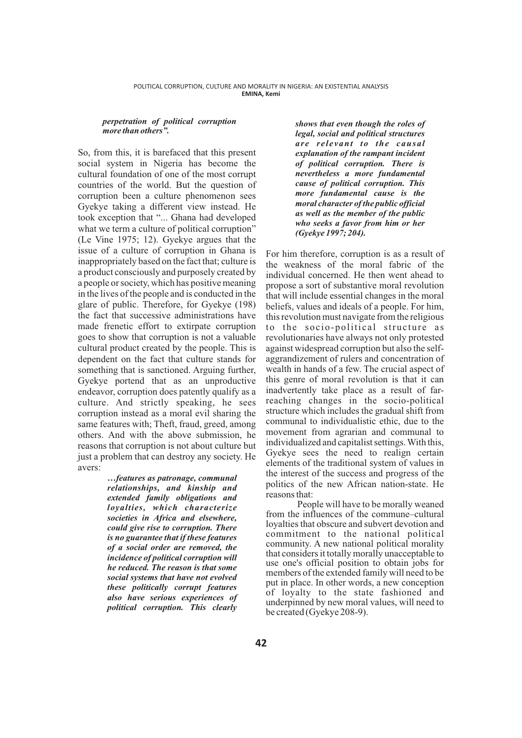> ***perpetration of political corruption more than others".***

So, from this, it is barefaced that this present social system in Nigeria has become the cultural foundation of one of the most corrupt countries of the world. But the question of corruption been a culture phenomenon sees Gyekye taking a different view instead. He took exception that "... Ghana had developed what we term a culture of political corruption" (Le Vine 1975; 12). Gyekye argues that the issue of a culture of corruption in Ghana is inappropriately based on the fact that; culture is a product consciously and purposely created by a people or society, which has positive meaning in the lives of the people and is conducted in the glare of public. Therefore, for Gyekye (198) the fact that successive administrations have made frenetic effort to extirpate corruption goes to show that corruption is not a valuable cultural product created by the people. This is dependent on the fact that culture stands for something that is sanctioned. Arguing further, Gyekye portend that as an unproductive endeavor, corruption does patently qualify as a culture. And strictly speaking, he sees corruption instead as a moral evil sharing the same features with; Theft, fraud, greed, among others. And with the above submission, he reasons that corruption is not about culture but just a problem that can destroy any society. He avers:

> ***…features as patronage, communal relationships, and kinship and extended family obligations and loyalties, which characterize societies in Africa and elsewhere, could give rise to corruption. There is no guarantee that if these features of a social order are removed, the incidence of political corruption will he reduced. The reason is that some social systems that have not evolved these politically corrupt features also have serious experiences of political corruption. This clearly shows that even though the roles of legal, social and political structures are relevant to the causal explanation of the rampant incident of political corruption. There is nevertheless a more fundamental cause of political corruption. This more fundamental cause is the moral character of the public official as well as the member of the public who seeks a favor from him or her (Gyekye 1997; 204).***

For him therefore, corruption is as a result of the weakness of the moral fabric of the individual concerned. He then went ahead to propose a sort of substantive moral revolution that will include essential changes in the moral beliefs, values and ideals of a people. For him, this revolution must navigate from the religious to the socio-political structure as revolutionaries have always not only protested against widespread corruption but also the self-aggrandizement of rulers and concentration of wealth in hands of a few. The crucial aspect of this genre of moral revolution is that it can inadvertently take place as a result of far-reaching changes in the socio-political structure which includes the gradual shift from communal to individualistic ethic, due to the movement from agrarian and communal to individualized and capitalist settings. With this, Gyekye sees the need to realign certain elements of the traditional system of values in the interest of the success and progress of the politics of the new African nation-state. He reasons that:

People will have to be morally weaned from the influences of the commune–cultural loyalties that obscure and subvert devotion and commitment to the national political community. A new national political morality that considers it totally morally unacceptable to use one's official position to obtain jobs for members of the extended family will need to be put in place. In other words, a new conception of loyalty to the state fashioned and underpinned by new moral values, will need to be created (Gyekye 208-9).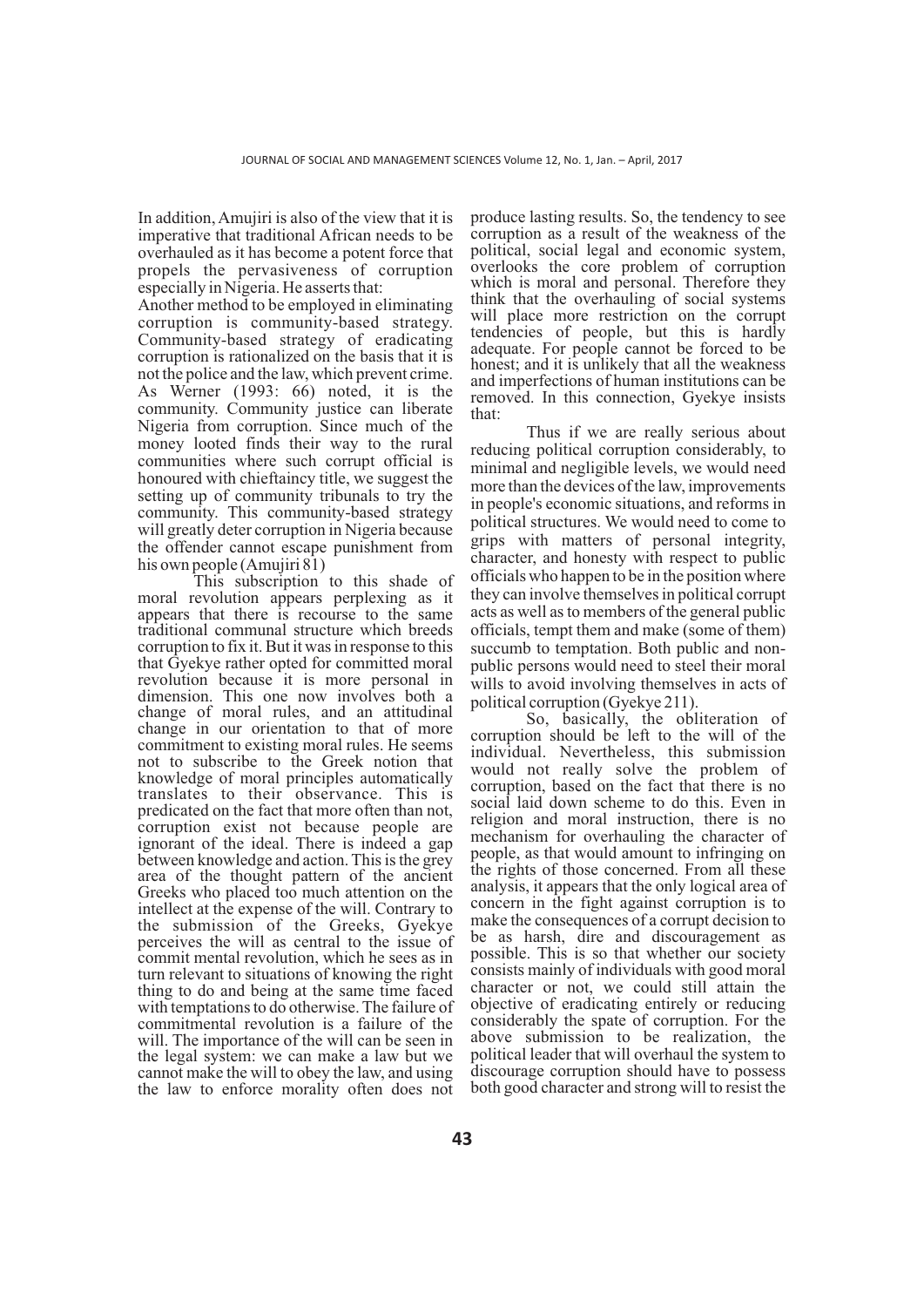In addition, Amujiri is also of the view that it is imperative that traditional African needs to be overhauled as it has become a potent force that propels the pervasiveness of corruption especially in Nigeria. He asserts that:

Another method to be employed in eliminating corruption is community-based strategy. Community-based strategy of eradicating corruption is rationalized on the basis that it is not the police and the law, which prevent crime. As Werner (1993: 66) noted, it is the community. Community justice can liberate Nigeria from corruption. Since much of the money looted finds their way to the rural communities where such corrupt official is honoured with chieftaincy title, we suggest the setting up of community tribunals to try the community. This community-based strategy will greatly deter corruption in Nigeria because the offender cannot escape punishment from his own people (Amujiri 81)

This subscription to this shade of moral revolution appears perplexing as it appears that there is recourse to the same traditional communal structure which breeds corruption to fix it. But it was in response to this that Gyekye rather opted for committed moral revolution because it is more personal in dimension. This one now involves both a change of moral rules, and an attitudinal change in our orientation to that of more commitment to existing moral rules. He seems not to subscribe to the Greek notion that knowledge of moral principles automatically translates to their observance. This is predicated on the fact that more often than not, corruption exist not because people are ignorant of the ideal. There is indeed a gap between knowledge and action. This is the grey area of the thought pattern of the ancient Greeks who placed too much attention on the intellect at the expense of the will. Contrary to the submission of the Greeks, Gyekye perceives the will as central to the issue of commit mental revolution, which he sees as in turn relevant to situations of knowing the right thing to do and being at the same time faced with temptations to do otherwise. The failure of commitmental revolution is a failure of the will. The importance of the will can be seen in the legal system: we can make a law but we cannot make the will to obey the law, and using the law to enforce morality often does not produce lasting results. So, the tendency to see corruption as a result of the weakness of the political, social legal and economic system, overlooks the core problem of corruption which is moral and personal. Therefore they think that the overhauling of social systems will place more restriction on the corrupt tendencies of people, but this is hardly adequate. For people cannot be forced to be honest; and it is unlikely that all the weakness and imperfections of human institutions can be removed. In this connection, Gyekye insists that:

Thus if we are really serious about reducing political corruption considerably, to minimal and negligible levels, we would need more than the devices of the law, improvements in people's economic situations, and reforms in political structures. We would need to come to grips with matters of personal integrity, character, and honesty with respect to public officials who happen to be in the position where they can involve themselves in political corrupt acts as well as to members of the general public officials, tempt them and make (some of them) succumb to temptation. Both public and non-public persons would need to steel their moral wills to avoid involving themselves in acts of political corruption (Gyekye 211).

So, basically, the obliteration of corruption should be left to the will of the individual. Nevertheless, this submission would not really solve the problem of corruption, based on the fact that there is no social laid down scheme to do this. Even in religion and moral instruction, there is no mechanism for overhauling the character of people, as that would amount to infringing on the rights of those concerned. From all these analysis, it appears that the only logical area of concern in the fight against corruption is to make the consequences of a corrupt decision to be as harsh, dire and discouragement as possible. This is so that whether our society consists mainly of individuals with good moral character or not, we could still attain the objective of eradicating entirely or reducing considerably the spate of corruption. For the above submission to be realization, the political leader that will overhaul the system to discourage corruption should have to possess both good character and strong will to resist the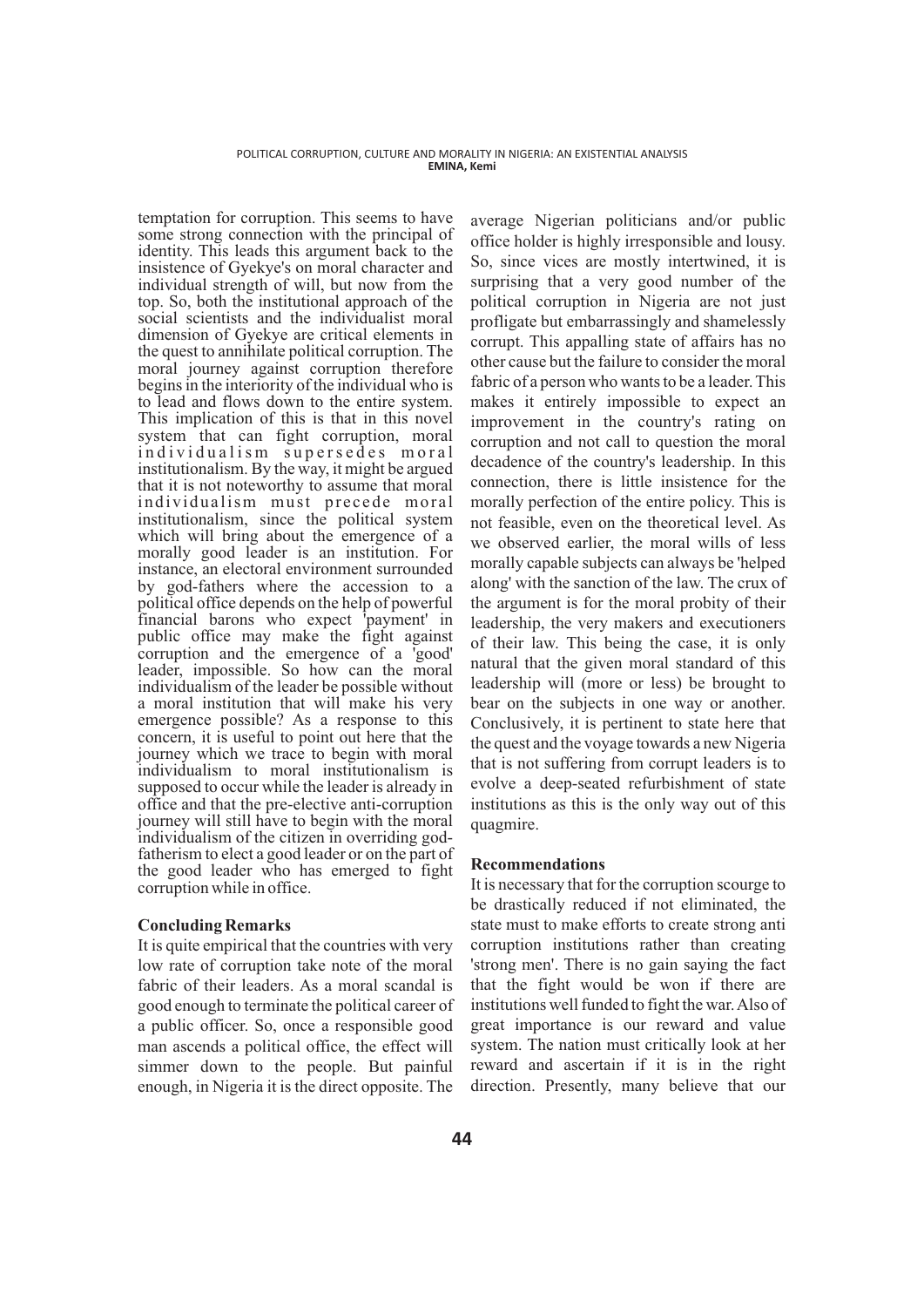temptation for corruption. This seems to have some strong connection with the principal of identity. This leads this argument back to the insistence of Gyekye's on moral character and individual strength of will, but now from the top. So, both the institutional approach of the social scientists and the individualist moral dimension of Gyekye are critical elements in the quest to annihilate political corruption. The moral journey against corruption therefore begins in the interiority of the individual who is to lead and flows down to the entire system. This implication of this is that in this novel system that can fight corruption, moral individualism supersedes moral institutionalism. By the way, it might be argued that it is not noteworthy to assume that moral individualism must precede moral institutionalism, since the political system which will bring about the emergence of a morally good leader is an institution. For instance, an electoral environment surrounded by god-fathers where the accession to a political office depends on the help of powerful financial barons who expect 'payment' in public office may make the fight against corruption and the emergence of a 'good' leader, impossible. So how can the moral individualism of the leader be possible without a moral institution that will make his very emergence possible? As a response to this concern, it is useful to point out here that the journey which we trace to begin with moral individualism to moral institutionalism is supposed to occur while the leader is already in office and that the pre-elective anti-corruption journey will still have to begin with the moral individualism of the citizen in overriding god-fatherism to elect a good leader or on the part of the good leader who has emerged to fight corruption while in office.

### Concluding Remarks

It is quite empirical that the countries with very low rate of corruption take note of the moral fabric of their leaders. As a moral scandal is good enough to terminate the political career of a public officer. So, once a responsible good man ascends a political office, the effect will simmer down to the people. But painful enough, in Nigeria it is the direct opposite. The average Nigerian politicians and/or public office holder is highly irresponsible and lousy. So, since vices are mostly intertwined, it is surprising that a very good number of the political corruption in Nigeria are not just profligate but embarrassingly and shamelessly corrupt. This appalling state of affairs has no other cause but the failure to consider the moral fabric of a person who wants to be a leader. This makes it entirely impossible to expect an improvement in the country's rating on corruption and not call to question the moral decadence of the country's leadership. In this connection, there is little insistence for the morally perfection of the entire policy. This is not feasible, even on the theoretical level. As we observed earlier, the moral wills of less morally capable subjects can always be 'helped along' with the sanction of the law. The crux of the argument is for the moral probity of their leadership, the very makers and executioners of their law. This being the case, it is only natural that the given moral standard of this leadership will (more or less) be brought to bear on the subjects in one way or another. Conclusively, it is pertinent to state here that the quest and the voyage towards a new Nigeria that is not suffering from corrupt leaders is to evolve a deep-seated refurbishment of state institutions as this is the only way out of this quagmire.

### Recommendations

It is necessary that for the corruption scourge to be drastically reduced if not eliminated, the state must to make efforts to create strong anti corruption institutions rather than creating 'strong men'. There is no gain saying the fact that the fight would be won if there are institutions well funded to fight the war. Also of great importance is our reward and value system. The nation must critically look at her reward and ascertain if it is in the right direction. Presently, many believe that our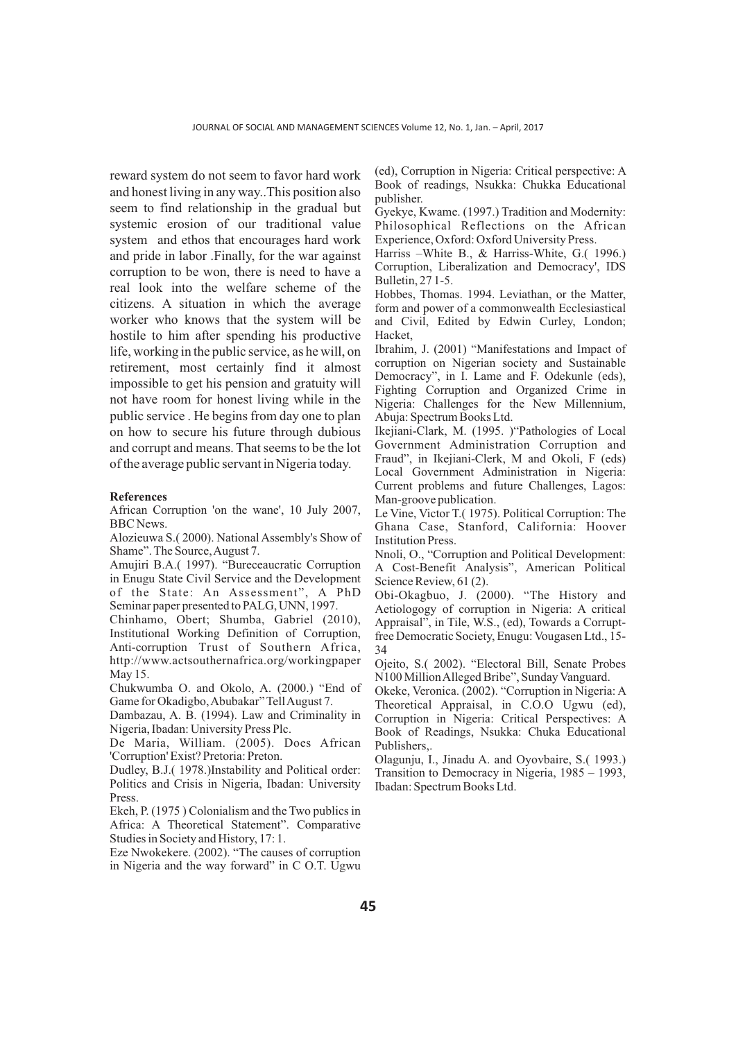reward system do not seem to favor hard work and honest living in any way..This position also seem to find relationship in the gradual but systemic erosion of our traditional value system and ethos that encourages hard work and pride in labor .Finally, for the war against corruption to be won, there is need to have a real look into the welfare scheme of the citizens. A situation in which the average worker who knows that the system will be hostile to him after spending his productive life, working in the public service, as he will, on retirement, most certainly find it almost impossible to get his pension and gratuity will not have room for honest living while in the public service . He begins from day one to plan on how to secure his future through dubious and corrupt and means. That seems to be the lot of the average public servant in Nigeria today.

**References**

African Corruption 'on the wane', 10 July 2007, BBC News.

Alozieuwa S.( 2000). National Assembly's Show of Shame". The Source, August 7.

Amujiri B.A.( 1997). "Bureceaucratic Corruption in Enugu State Civil Service and the Development of the State: An Assessment", A PhD Seminar paper presented to PALG, UNN, 1997.

Chinhamo, Obert; Shumba, Gabriel (2010), Institutional Working Definition of Corruption, Anti-corruption Trust of Southern Africa, http://www.actsouthernafrica.org/workingpaper May 15.

Chukwumba O. and Okolo, A. (2000.) "End of Game for Okadigbo, Abubakar" Tell August 7.

Dambazau, A. B. (1994). Law and Criminality in Nigeria, Ibadan: University Press Plc.

De Maria, William. (2005). Does African 'Corruption' Exist? Pretoria: Preton.

Dudley, B.J.( 1978.)Instability and Political order: Politics and Crisis in Nigeria, Ibadan: University Press.

Ekeh, P. (1975 ) Colonialism and the Two publics in Africa: A Theoretical Statement". Comparative Studies in Society and History, 17: 1.

Eze Nwokekere. (2002). "The causes of corruption in Nigeria and the way forward" in C O.T. Ugwu (ed), Corruption in Nigeria: Critical perspective: A Book of readings, Nsukka: Chukka Educational publisher.

Gyekye, Kwame. (1997.) Tradition and Modernity: Philosophical Reflections on the African Experience, Oxford: Oxford University Press.

Harriss –White B., & Harriss-White, G.( 1996.) Corruption, Liberalization and Democracy', IDS Bulletin, 27 1-5.

Hobbes, Thomas. 1994. Leviathan, or the Matter, form and power of a commonwealth Ecclesiastical and Civil, Edited by Edwin Curley, London; Hacket,

Ibrahim, J. (2001) "Manifestations and Impact of corruption on Nigerian society and Sustainable Democracy", in I. Lame and F. Odekunle (eds), Fighting Corruption and Organized Crime in Nigeria: Challenges for the New Millennium, Abuja: Spectrum Books Ltd.

Ikejiani-Clark, M. (1995. )"Pathologies of Local Government Administration Corruption and Fraud", in Ikejiani-Clerk, M and Okoli, F (eds) Local Government Administration in Nigeria: Current problems and future Challenges, Lagos: Man-groove publication.

Le Vine, Victor T.( 1975). Political Corruption: The Ghana Case, Stanford, California: Hoover Institution Press.

Nnoli, O., "Corruption and Political Development: A Cost-Benefit Analysis", American Political Science Review, 61 (2).

Obi-Okagbuo, J. (2000). "The History and Aetiologogy of corruption in Nigeria: A critical Appraisal", in Tile, W.S., (ed), Towards a Corrupt-free Democratic Society, Enugu: Vougasen Ltd., 15-34

Ojeito, S.( 2002). "Electoral Bill, Senate Probes N100 Million Alleged Bribe", Sunday Vanguard.

Okeke, Veronica. (2002). "Corruption in Nigeria: A Theoretical Appraisal, in C.O.O Ugwu (ed), Corruption in Nigeria: Critical Perspectives: A Book of Readings, Nsukka: Chuka Educational Publishers,.

Olagunju, I., Jinadu A. and Oyovbaire, S.( 1993.) Transition to Democracy in Nigeria, 1985 – 1993, Ibadan: Spectrum Books Ltd.